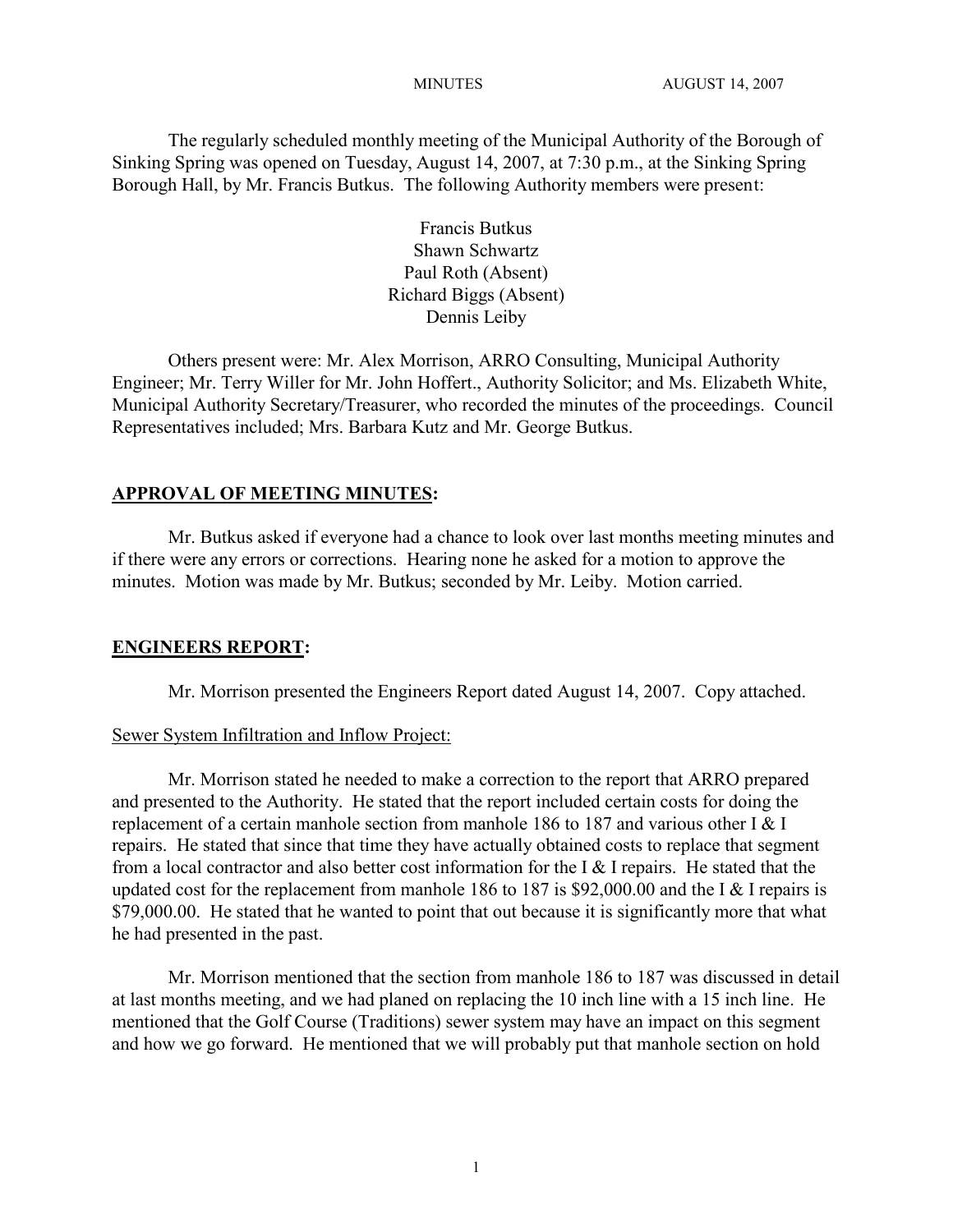The regularly scheduled monthly meeting of the Municipal Authority of the Borough of Sinking Spring was opened on Tuesday, August 14, 2007, at 7:30 p.m., at the Sinking Spring Borough Hall, by Mr. Francis Butkus. The following Authority members were present:

Francis Butkus
Shawn Schwartz
Paul Roth (Absent)
Richard Biggs (Absent)
Dennis Leiby

Others present were: Mr. Alex Morrison, ARRO Consulting, Municipal Authority Engineer; Mr. Terry Willer for Mr. John Hoffert., Authority Solicitor; and Ms. Elizabeth White, Municipal Authority Secretary/Treasurer, who recorded the minutes of the proceedings. Council Representatives included; Mrs. Barbara Kutz and Mr. George Butkus.

## APPROVAL OF MEETING MINUTES:

Mr. Butkus asked if everyone had a chance to look over last months meeting minutes and if there were any errors or corrections. Hearing none he asked for a motion to approve the minutes. Motion was made by Mr. Butkus; seconded by Mr. Leiby. Motion carried.

## ENGINEERS REPORT:

Mr. Morrison presented the Engineers Report dated August 14, 2007. Copy attached.

### Sewer System Infiltration and Inflow Project:

Mr. Morrison stated he needed to make a correction to the report that ARRO prepared and presented to the Authority. He stated that the report included certain costs for doing the replacement of a certain manhole section from manhole 186 to 187 and various other I & I repairs. He stated that since that time they have actually obtained costs to replace that segment from a local contractor and also better cost information for the I & I repairs. He stated that the updated cost for the replacement from manhole 186 to 187 is $92,000.00 and the I & I repairs is $79,000.00. He stated that he wanted to point that out because it is significantly more that what he had presented in the past.

Mr. Morrison mentioned that the section from manhole 186 to 187 was discussed in detail at last months meeting, and we had planed on replacing the 10 inch line with a 15 inch line. He mentioned that the Golf Course (Traditions) sewer system may have an impact on this segment and how we go forward. He mentioned that we will probably put that manhole section on hold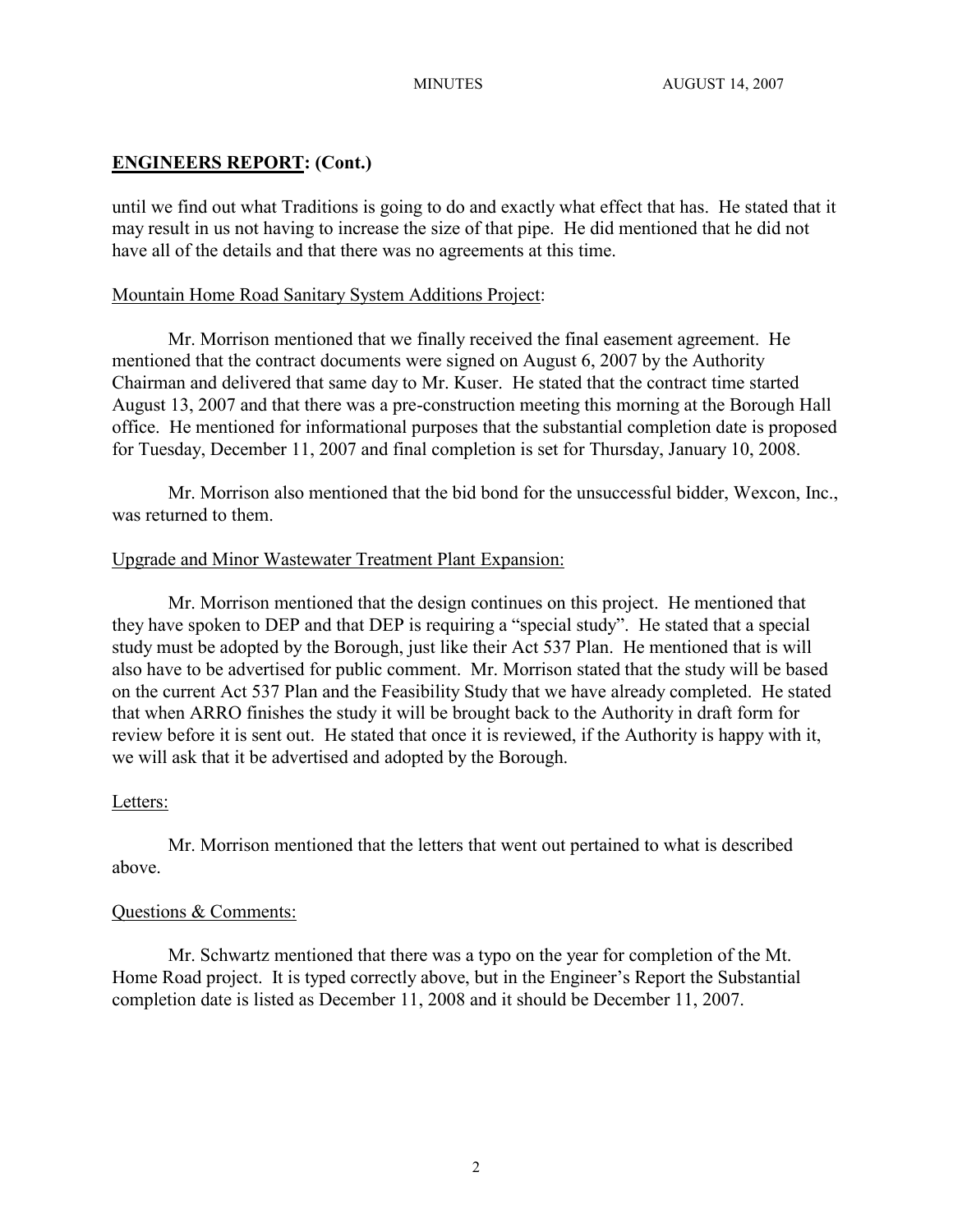## ENGINEERS REPORT: (Cont.)

until we find out what Traditions is going to do and exactly what effect that has. He stated that it may result in us not having to increase the size of that pipe. He did mentioned that he did not have all of the details and that there was no agreements at this time.

Mountain Home Road Sanitary System Additions Project:

Mr. Morrison mentioned that we finally received the final easement agreement. He mentioned that the contract documents were signed on August 6, 2007 by the Authority Chairman and delivered that same day to Mr. Kuser. He stated that the contract time started August 13, 2007 and that there was a pre-construction meeting this morning at the Borough Hall office. He mentioned for informational purposes that the substantial completion date is proposed for Tuesday, December 11, 2007 and final completion is set for Thursday, January 10, 2008.

Mr. Morrison also mentioned that the bid bond for the unsuccessful bidder, Wexcon, Inc., was returned to them.

Upgrade and Minor Wastewater Treatment Plant Expansion:

Mr. Morrison mentioned that the design continues on this project. He mentioned that they have spoken to DEP and that DEP is requiring a "special study". He stated that a special study must be adopted by the Borough, just like their Act 537 Plan. He mentioned that is will also have to be advertised for public comment. Mr. Morrison stated that the study will be based on the current Act 537 Plan and the Feasibility Study that we have already completed. He stated that when ARRO finishes the study it will be brought back to the Authority in draft form for review before it is sent out. He stated that once it is reviewed, if the Authority is happy with it, we will ask that it be advertised and adopted by the Borough.

Letters:

Mr. Morrison mentioned that the letters that went out pertained to what is described above.

Questions & Comments:

Mr. Schwartz mentioned that there was a typo on the year for completion of the Mt. Home Road project. It is typed correctly above, but in the Engineer's Report the Substantial completion date is listed as December 11, 2008 and it should be December 11, 2007.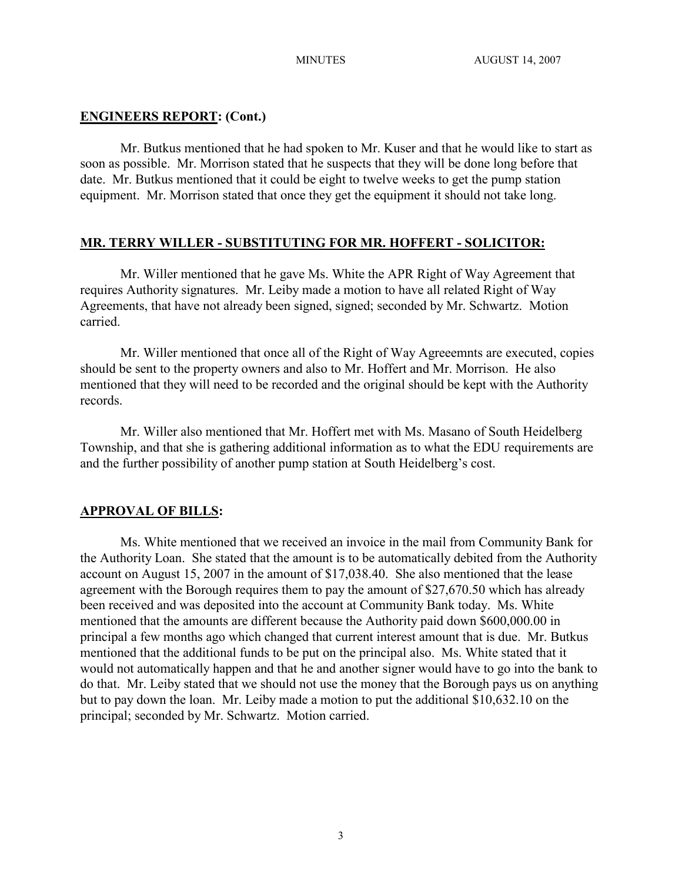## ENGINEERS REPORT: (Cont.)

Mr. Butkus mentioned that he had spoken to Mr. Kuser and that he would like to start as soon as possible. Mr. Morrison stated that he suspects that they will be done long before that date. Mr. Butkus mentioned that it could be eight to twelve weeks to get the pump station equipment. Mr. Morrison stated that once they get the equipment it should not take long.

## MR. TERRY WILLER - SUBSTITUTING FOR MR. HOFFERT - SOLICITOR:

Mr. Willer mentioned that he gave Ms. White the APR Right of Way Agreement that requires Authority signatures. Mr. Leiby made a motion to have all related Right of Way Agreements, that have not already been signed, signed; seconded by Mr. Schwartz. Motion carried.

Mr. Willer mentioned that once all of the Right of Way Agreeemnts are executed, copies should be sent to the property owners and also to Mr. Hoffert and Mr. Morrison. He also mentioned that they will need to be recorded and the original should be kept with the Authority records.

Mr. Willer also mentioned that Mr. Hoffert met with Ms. Masano of South Heidelberg Township, and that she is gathering additional information as to what the EDU requirements are and the further possibility of another pump station at South Heidelberg's cost.

## APPROVAL OF BILLS:

Ms. White mentioned that we received an invoice in the mail from Community Bank for the Authority Loan. She stated that the amount is to be automatically debited from the Authority account on August 15, 2007 in the amount of $17,038.40. She also mentioned that the lease agreement with the Borough requires them to pay the amount of $27,670.50 which has already been received and was deposited into the account at Community Bank today. Ms. White mentioned that the amounts are different because the Authority paid down $600,000.00 in principal a few months ago which changed that current interest amount that is due. Mr. Butkus mentioned that the additional funds to be put on the principal also. Ms. White stated that it would not automatically happen and that he and another signer would have to go into the bank to do that. Mr. Leiby stated that we should not use the money that the Borough pays us on anything but to pay down the loan. Mr. Leiby made a motion to put the additional $10,632.10 on the principal; seconded by Mr. Schwartz. Motion carried.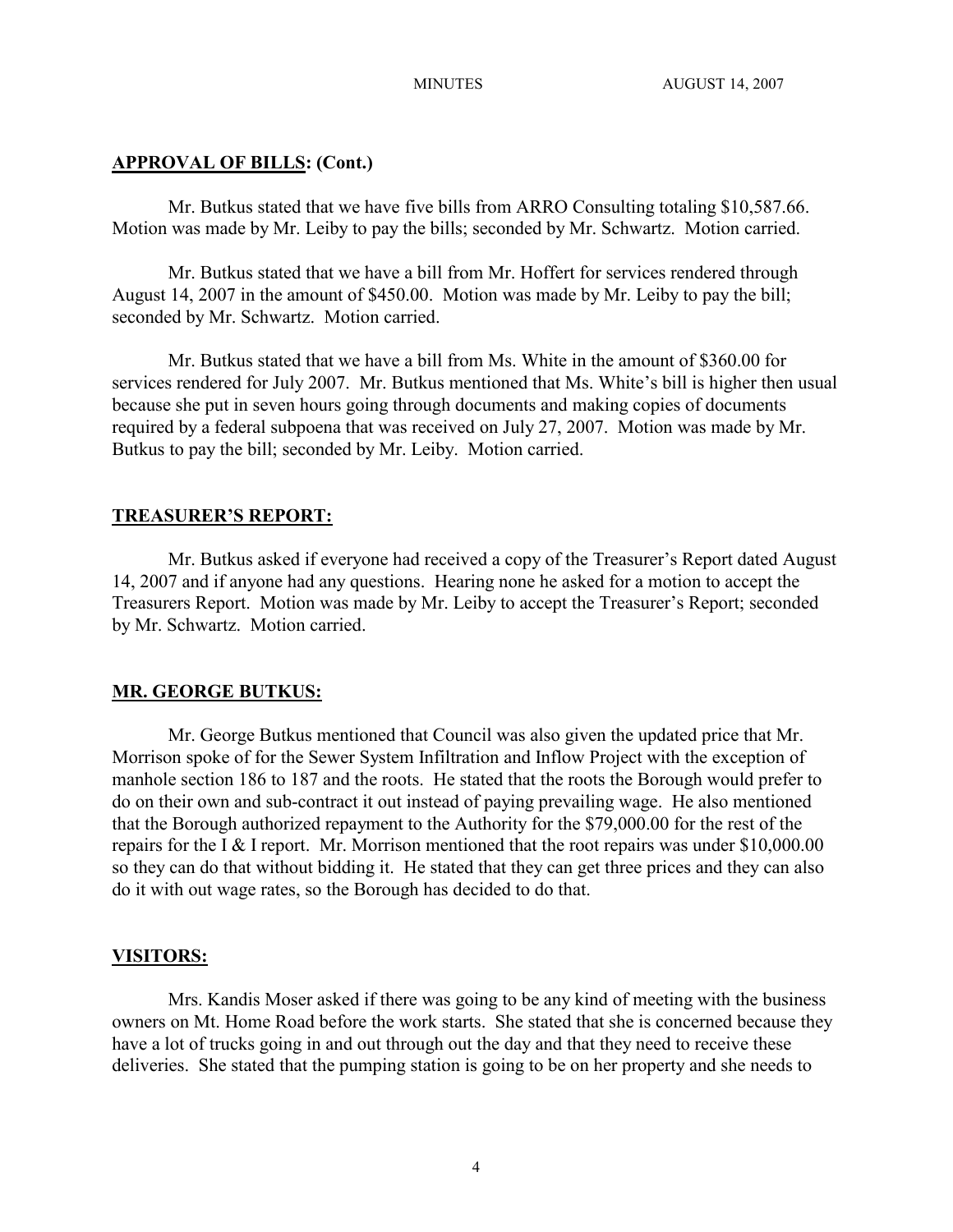## APPROVAL OF BILLS: (Cont.)

Mr. Butkus stated that we have five bills from ARRO Consulting totaling $10,587.66. Motion was made by Mr. Leiby to pay the bills; seconded by Mr. Schwartz. Motion carried.

Mr. Butkus stated that we have a bill from Mr. Hoffert for services rendered through August 14, 2007 in the amount of $450.00. Motion was made by Mr. Leiby to pay the bill; seconded by Mr. Schwartz. Motion carried.

Mr. Butkus stated that we have a bill from Ms. White in the amount of $360.00 for services rendered for July 2007. Mr. Butkus mentioned that Ms. White's bill is higher then usual because she put in seven hours going through documents and making copies of documents required by a federal subpoena that was received on July 27, 2007. Motion was made by Mr. Butkus to pay the bill; seconded by Mr. Leiby. Motion carried.

## TREASURER'S REPORT:

Mr. Butkus asked if everyone had received a copy of the Treasurer's Report dated August 14, 2007 and if anyone had any questions. Hearing none he asked for a motion to accept the Treasurers Report. Motion was made by Mr. Leiby to accept the Treasurer's Report; seconded by Mr. Schwartz. Motion carried.

## MR. GEORGE BUTKUS:

Mr. George Butkus mentioned that Council was also given the updated price that Mr. Morrison spoke of for the Sewer System Infiltration and Inflow Project with the exception of manhole section 186 to 187 and the roots. He stated that the roots the Borough would prefer to do on their own and sub-contract it out instead of paying prevailing wage. He also mentioned that the Borough authorized repayment to the Authority for the $79,000.00 for the rest of the repairs for the I & I report. Mr. Morrison mentioned that the root repairs was under $10,000.00 so they can do that without bidding it. He stated that they can get three prices and they can also do it with out wage rates, so the Borough has decided to do that.

## VISITORS:

Mrs. Kandis Moser asked if there was going to be any kind of meeting with the business owners on Mt. Home Road before the work starts. She stated that she is concerned because they have a lot of trucks going in and out through out the day and that they need to receive these deliveries. She stated that the pumping station is going to be on her property and she needs to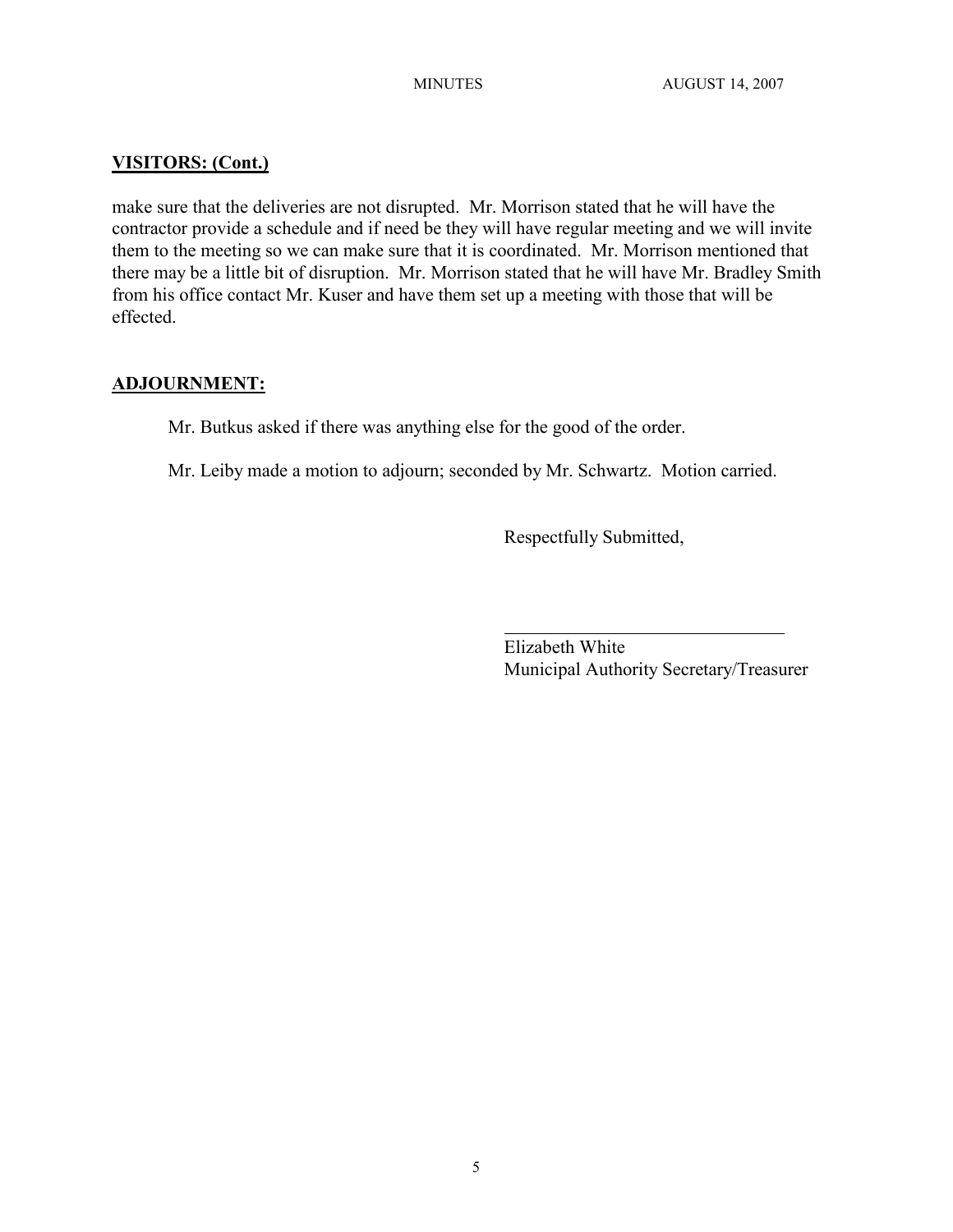**VISITORS: (Cont.)**

make sure that the deliveries are not disrupted. Mr. Morrison stated that he will have the contractor provide a schedule and if need be they will have regular meeting and we will invite them to the meeting so we can make sure that it is coordinated. Mr. Morrison mentioned that there may be a little bit of disruption. Mr. Morrison stated that he will have Mr. Bradley Smith from his office contact Mr. Kuser and have them set up a meeting with those that will be effected.

**ADJOURNMENT:**

Mr. Butkus asked if there was anything else for the good of the order.

Mr. Leiby made a motion to adjourn; seconded by Mr. Schwartz. Motion carried.

Respectfully Submitted,

Elizabeth White
Municipal Authority Secretary/Treasurer